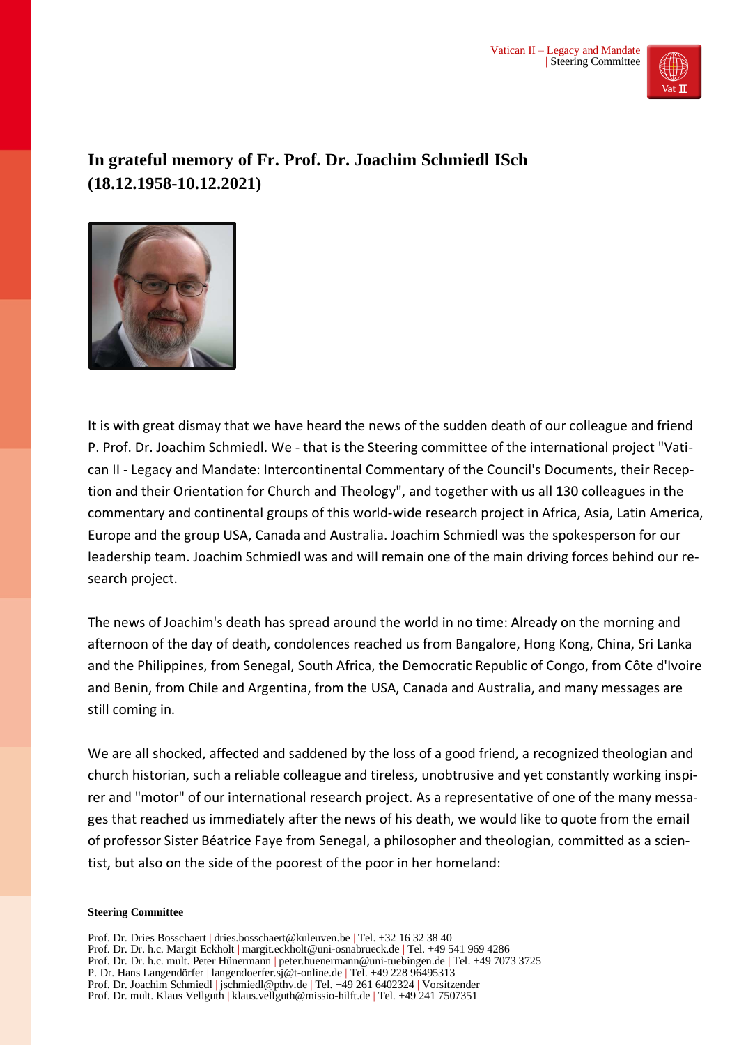# In grateful memory of Fr. Prof. Dr. Joachim Schmiedl ISch (18.12.1958-10.12.2021)

It is with great dismay that we have heard the news of the sudden death of our colleague and friend P. Prof. Dr. Joachim Schmiedl. We - that is the Steering committee of the international project "Vatican II - Legacy and Mandate: Intercontinental Commentary of the Council's Documents, their Reception and their Orientation for Church and Theology", and together with us all 130 colleagues in the commentary and continental groups of this world-wide research project in Africa, Asia, Latin America, Europe and the group USA, Canada and Australia. Joachim Schmiedl was the spokesperson for our leadership team. Joachim Schmiedl was and will remain one of the main driving forces behind our research project.

The news of Joachim's death has spread around the world in no time: Already on the morning and afternoon of the day of death, condolences reached us from Bangalore, Hong Kong, China, Sri Lanka and the Philippines, from Senegal, South Africa, the Democratic Republic of Congo, from Côte d'Ivoire and Benin, from Chile and Argentina, from the USA, Canada and Australia, and many messages are still coming in.

We are all shocked, affected and saddened by the loss of a good friend, a recognized theologian and church historian, such a reliable colleague and tireless, unobtrusive and yet constantly working inspirer and "motor" of our international research project. As a representative of one of the many messages that reached us immediately after the news of his death, we would like to quote from the email of professor Sister Béatrice Faye from Senegal, a philosopher and theologian, committed as a scientist, but also on the side of the poorest of the poor in her homeland:

**Steering Committee**

Prof. Dr. Dries Bosschaert | dries.bosschaert@kuleuven.be | Tel. +32 16 32 38 40
Prof. Dr. Dr. h.c. Margit Eckholt | margit.eckholt@uni-osnabrueck.de | Tel. +49 541 969 4286
Prof. Dr. Dr. h.c. mult. Peter Hünermann | peter.huenermann@uni-tuebingen.de | Tel. +49 7073 3725
P. Dr. Hans Langendörfer | langendoerfer.sj@t-online.de | Tel. +49 228 96495313
Prof. Dr. Joachim Schmiedl | jschmiedl@pthv.de | Tel. +49 261 6402324 | Vorsitzender
Prof. Dr. mult. Klaus Vellguth | klaus.vellguth@missio-hilft.de | Tel. +49 241 7507351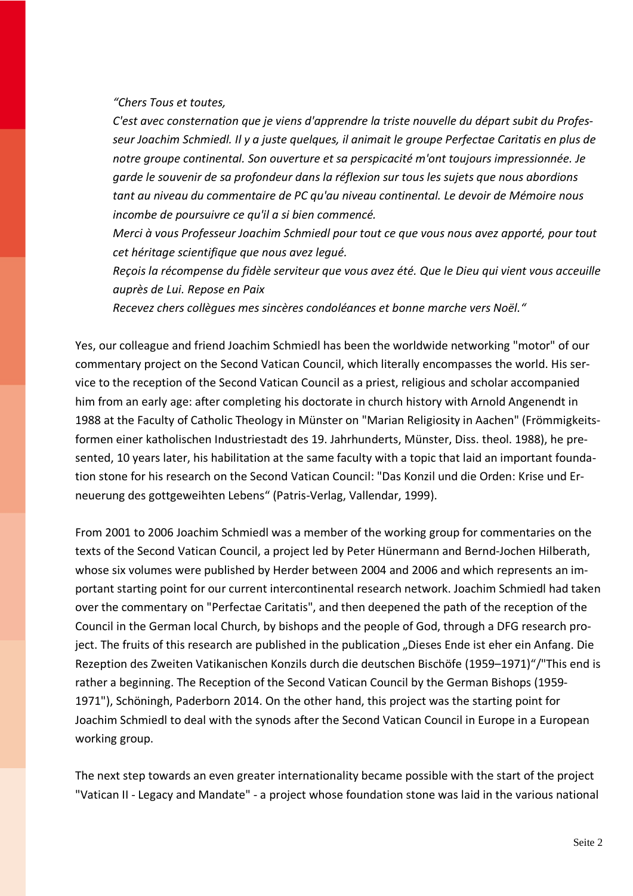*"Chers Tous et toutes,*
*C'est avec consternation que je viens d'apprendre la triste nouvelle du départ subit du Professeur Joachim Schmiedl. Il y a juste quelques, il animait le groupe Perfectae Caritatis en plus de notre groupe continental. Son ouverture et sa perspicacité m'ont toujours impressionnée. Je garde le souvenir de sa profondeur dans la réflexion sur tous les sujets que nous abordions tant au niveau du commentaire de PC qu'au niveau continental. Le devoir de Mémoire nous incombe de poursuivre ce qu'il a si bien commencé.*
*Merci à vous Professeur Joachim Schmiedl pour tout ce que vous nous avez apporté, pour tout cet héritage scientifique que nous avez legué.*
*Reçois la récompense du fidèle serviteur que vous avez été. Que le Dieu qui vient vous acceuille auprès de Lui. Repose en Paix*
*Recevez chers collègues mes sincères condoléances et bonne marche vers Noël."*

Yes, our colleague and friend Joachim Schmiedl has been the worldwide networking "motor" of our commentary project on the Second Vatican Council, which literally encompasses the world. His service to the reception of the Second Vatican Council as a priest, religious and scholar accompanied him from an early age: after completing his doctorate in church history with Arnold Angenendt in 1988 at the Faculty of Catholic Theology in Münster on "Marian Religiosity in Aachen" (Frömmigkeitsformen einer katholischen Industriestadt des 19. Jahrhunderts, Münster, Diss. theol. 1988), he presented, 10 years later, his habilitation at the same faculty with a topic that laid an important foundation stone for his research on the Second Vatican Council: "Das Konzil und die Orden: Krise und Erneuerung des gottgeweihten Lebens" (Patris-Verlag, Vallendar, 1999).

From 2001 to 2006 Joachim Schmiedl was a member of the working group for commentaries on the texts of the Second Vatican Council, a project led by Peter Hünermann and Bernd-Jochen Hilberath, whose six volumes were published by Herder between 2004 and 2006 and which represents an important starting point for our current intercontinental research network. Joachim Schmiedl had taken over the commentary on "Perfectae Caritatis", and then deepened the path of the reception of the Council in the German local Church, by bishops and the people of God, through a DFG research project. The fruits of this research are published in the publication „Dieses Ende ist eher ein Anfang. Die Rezeption des Zweiten Vatikanischen Konzils durch die deutschen Bischöfe (1959–1971)"/"This end is rather a beginning. The Reception of the Second Vatican Council by the German Bishops (1959-1971"), Schöningh, Paderborn 2014. On the other hand, this project was the starting point for Joachim Schmiedl to deal with the synods after the Second Vatican Council in Europe in a European working group.

The next step towards an even greater internationality became possible with the start of the project "Vatican II - Legacy and Mandate" - a project whose foundation stone was laid in the various national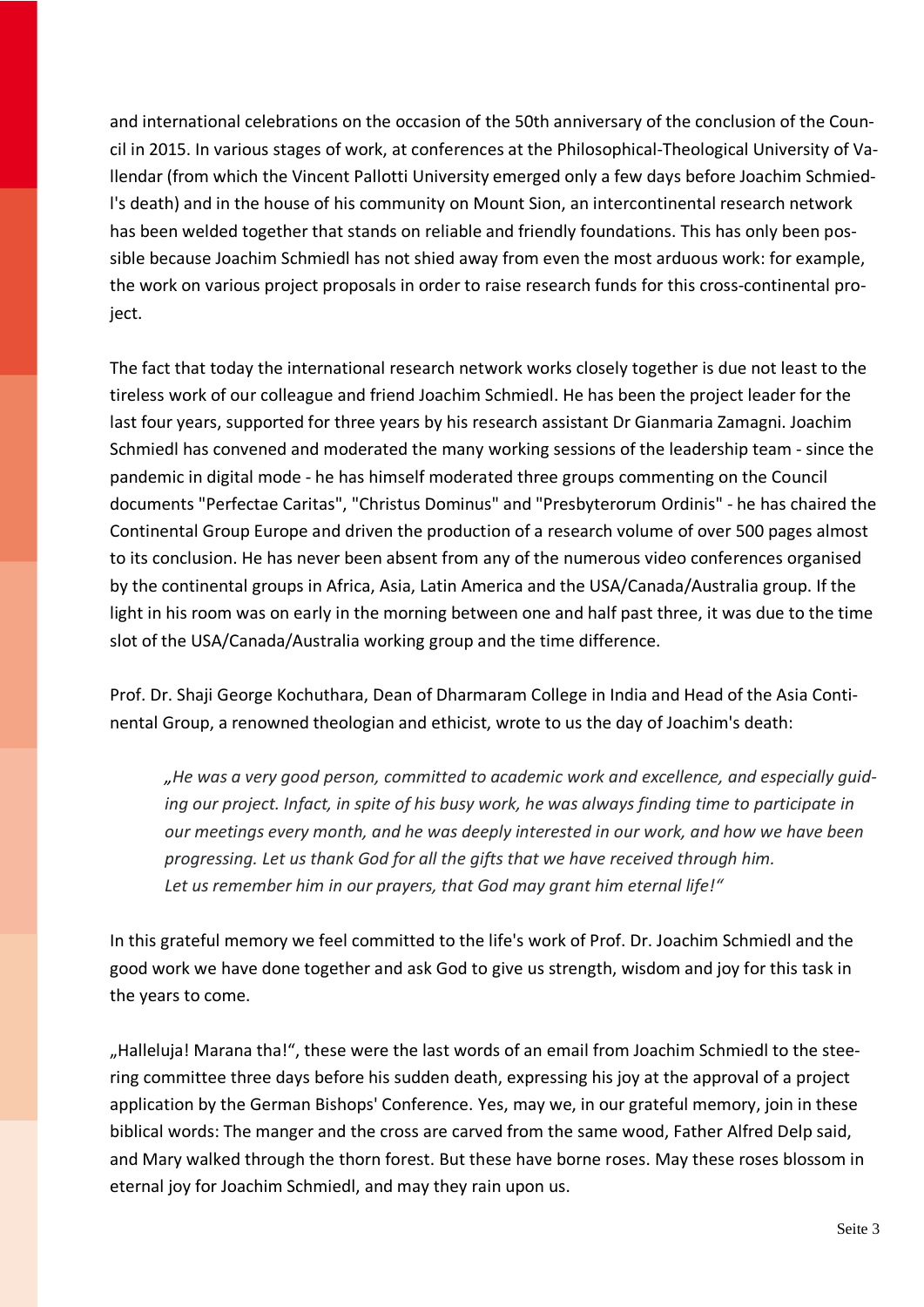and international celebrations on the occasion of the 50th anniversary of the conclusion of the Council in 2015. In various stages of work, at conferences at the Philosophical-Theological University of Vallendar (from which the Vincent Pallotti University emerged only a few days before Joachim Schmiedl's death) and in the house of his community on Mount Sion, an intercontinental research network has been welded together that stands on reliable and friendly foundations. This has only been possible because Joachim Schmiedl has not shied away from even the most arduous work: for example, the work on various project proposals in order to raise research funds for this cross-continental project.

The fact that today the international research network works closely together is due not least to the tireless work of our colleague and friend Joachim Schmiedl. He has been the project leader for the last four years, supported for three years by his research assistant Dr Gianmaria Zamagni. Joachim Schmiedl has convened and moderated the many working sessions of the leadership team - since the pandemic in digital mode - he has himself moderated three groups commenting on the Council documents "Perfectae Caritas", "Christus Dominus" and "Presbyterorum Ordinis" - he has chaired the Continental Group Europe and driven the production of a research volume of over 500 pages almost to its conclusion. He has never been absent from any of the numerous video conferences organised by the continental groups in Africa, Asia, Latin America and the USA/Canada/Australia group. If the light in his room was on early in the morning between one and half past three, it was due to the time slot of the USA/Canada/Australia working group and the time difference.

Prof. Dr. Shaji George Kochuthara, Dean of Dharmaram College in India and Head of the Asia Continental Group, a renowned theologian and ethicist, wrote to us the day of Joachim's death:

> *„He was a very good person, committed to academic work and excellence, and especially guiding our project. Infact, in spite of his busy work, he was always finding time to participate in our meetings every month, and he was deeply interested in our work, and how we have been progressing. Let us thank God for all the gifts that we have received through him.*
> *Let us remember him in our prayers, that God may grant him eternal life!"*

In this grateful memory we feel committed to the life's work of Prof. Dr. Joachim Schmiedl and the good work we have done together and ask God to give us strength, wisdom and joy for this task in the years to come.

„Halleluja! Marana tha!", these were the last words of an email from Joachim Schmiedl to the steering committee three days before his sudden death, expressing his joy at the approval of a project application by the German Bishops' Conference. Yes, may we, in our grateful memory, join in these biblical words: The manger and the cross are carved from the same wood, Father Alfred Delp said, and Mary walked through the thorn forest. But these have borne roses. May these roses blossom in eternal joy for Joachim Schmiedl, and may they rain upon us.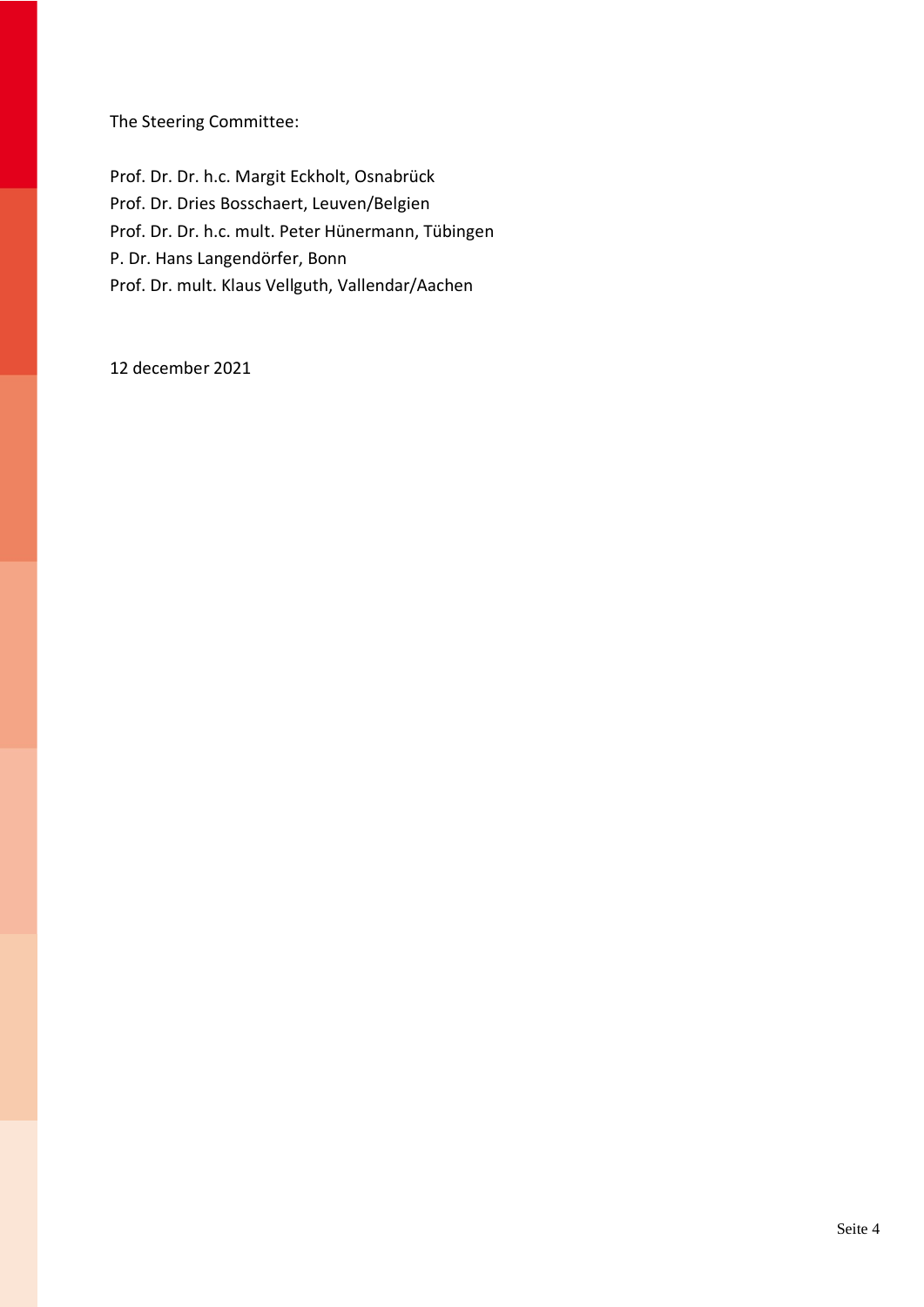The Steering Committee:

Prof. Dr. Dr. h.c. Margit Eckholt, Osnabrück
Prof. Dr. Dries Bosschaert, Leuven/Belgien
Prof. Dr. Dr. h.c. mult. Peter Hünermann, Tübingen
P. Dr. Hans Langendörfer, Bonn
Prof. Dr. mult. Klaus Vellguth, Vallendar/Aachen

12 december 2021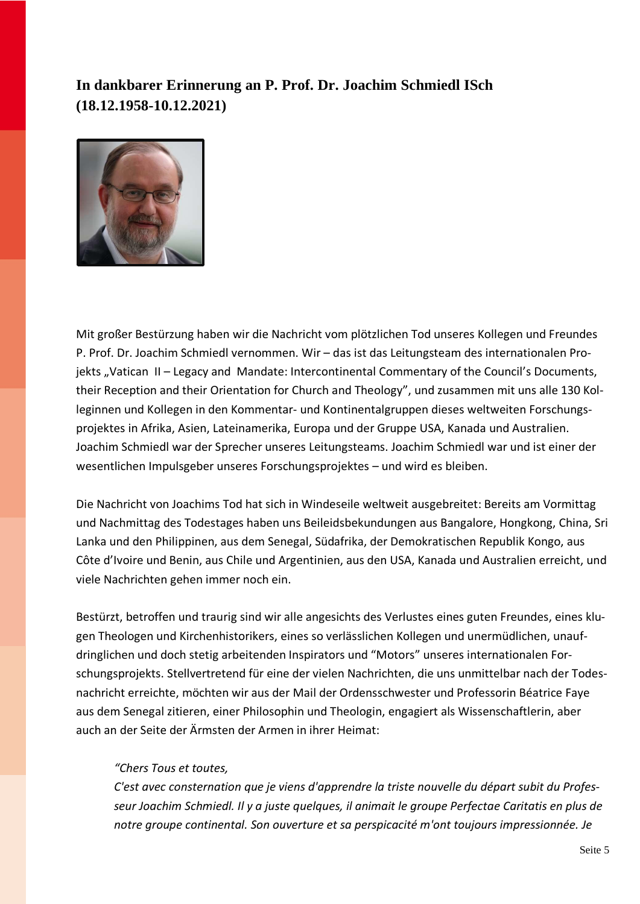## In dankbarer Erinnerung an P. Prof. Dr. Joachim Schmiedl ISch (18.12.1958-10.12.2021)

Mit großer Bestürzung haben wir die Nachricht vom plötzlichen Tod unseres Kollegen und Freundes P. Prof. Dr. Joachim Schmiedl vernommen. Wir – das ist das Leitungsteam des internationalen Projekts „Vatican II – Legacy and Mandate: Intercontinental Commentary of the Council's Documents, their Reception and their Orientation for Church and Theology", und zusammen mit uns alle 130 Kolleginnen und Kollegen in den Kommentar- und Kontinentalgruppen dieses weltweiten Forschungsprojektes in Afrika, Asien, Lateinamerika, Europa und der Gruppe USA, Kanada und Australien. Joachim Schmiedl war der Sprecher unseres Leitungsteams. Joachim Schmiedl war und ist einer der wesentlichen Impulsgeber unseres Forschungsprojektes – und wird es bleiben.

Die Nachricht von Joachims Tod hat sich in Windeseile weltweit ausgebreitet: Bereits am Vormittag und Nachmittag des Todestages haben uns Beileidsbekundungen aus Bangalore, Hongkong, China, Sri Lanka und den Philippinen, aus dem Senegal, Südafrika, der Demokratischen Republik Kongo, aus Côte d'Ivoire und Benin, aus Chile und Argentinien, aus den USA, Kanada und Australien erreicht, und viele Nachrichten gehen immer noch ein.

Bestürzt, betroffen und traurig sind wir alle angesichts des Verlustes eines guten Freundes, eines klugen Theologen und Kirchenhistorikers, eines so verlässlichen Kollegen und unermüdlichen, unaufdringlichen und doch stetig arbeitenden Inspirators und "Motors" unseres internationalen Forschungsprojekts. Stellvertretend für eine der vielen Nachrichten, die uns unmittelbar nach der Todesnachricht erreichte, möchten wir aus der Mail der Ordensschwester und Professorin Béatrice Faye aus dem Senegal zitieren, einer Philosophin und Theologin, engagiert als Wissenschaftlerin, aber auch an der Seite der Ärmsten der Armen in ihrer Heimat:

> *"Chers Tous et toutes,*
> *C'est avec consternation que je viens d'apprendre la triste nouvelle du départ subit du Professeur Joachim Schmiedl. Il y a juste quelques, il animait le groupe Perfectae Caritatis en plus de notre groupe continental. Son ouverture et sa perspicacité m'ont toujours impressionnée. Je*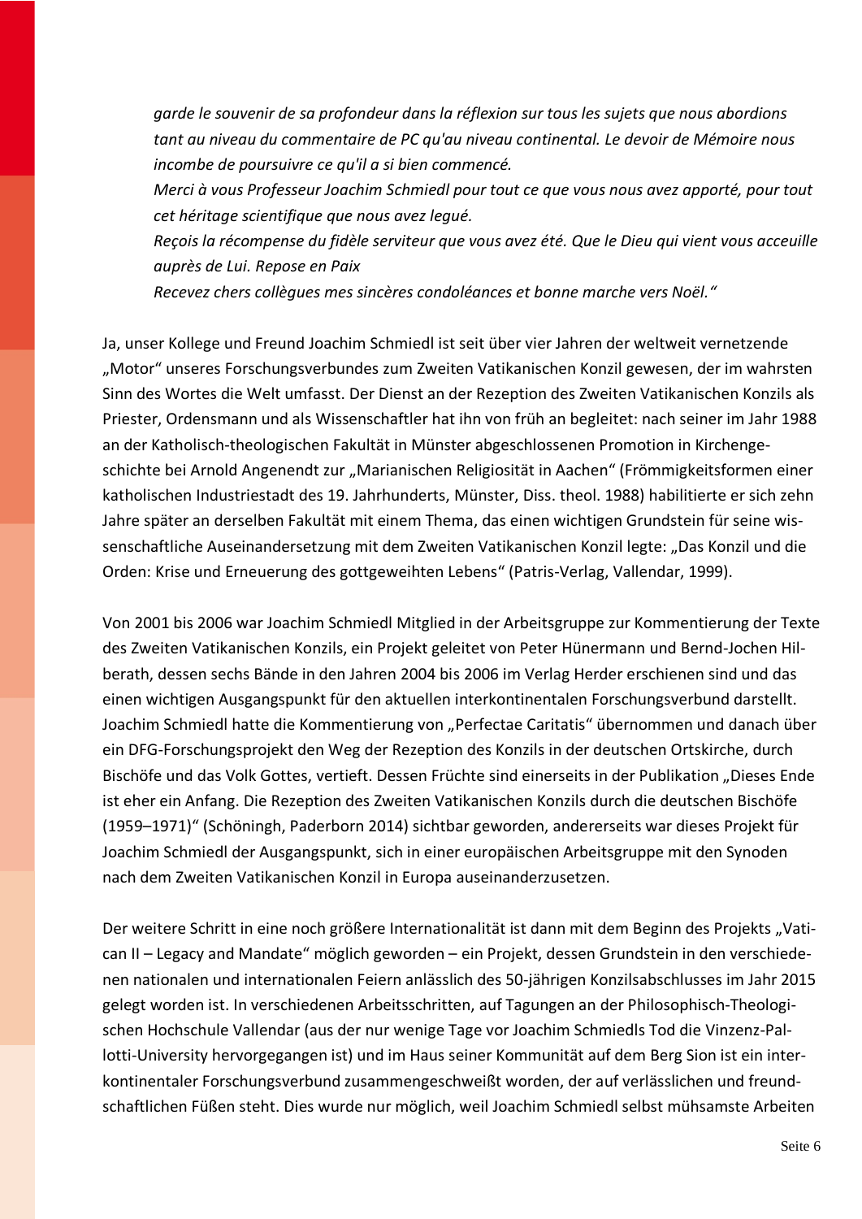*garde le souvenir de sa profondeur dans la réflexion sur tous les sujets que nous abordions tant au niveau du commentaire de PC qu'au niveau continental. Le devoir de Mémoire nous incombe de poursuivre ce qu'il a si bien commencé.*

*Merci à vous Professeur Joachim Schmiedl pour tout ce que vous nous avez apporté, pour tout cet héritage scientifique que nous avez legué.*

*Reçois la récompense du fidèle serviteur que vous avez été. Que le Dieu qui vient vous acceuille auprès de Lui. Repose en Paix*

*Recevez chers collègues mes sincères condoléances et bonne marche vers Noël."*

Ja, unser Kollege und Freund Joachim Schmiedl ist seit über vier Jahren der weltweit vernetzende „Motor" unseres Forschungsverbundes zum Zweiten Vatikanischen Konzil gewesen, der im wahrsten Sinn des Wortes die Welt umfasst. Der Dienst an der Rezeption des Zweiten Vatikanischen Konzils als Priester, Ordensmann und als Wissenschaftler hat ihn von früh an begleitet: nach seiner im Jahr 1988 an der Katholisch-theologischen Fakultät in Münster abgeschlossenen Promotion in Kirchengeschichte bei Arnold Angenendt zur „Marianischen Religiosität in Aachen" (Frömmigkeitsformen einer katholischen Industriestadt des 19. Jahrhunderts, Münster, Diss. theol. 1988) habilitierte er sich zehn Jahre später an derselben Fakultät mit einem Thema, das einen wichtigen Grundstein für seine wissenschaftliche Auseinandersetzung mit dem Zweiten Vatikanischen Konzil legte: „Das Konzil und die Orden: Krise und Erneuerung des gottgeweihten Lebens" (Patris-Verlag, Vallendar, 1999).

Von 2001 bis 2006 war Joachim Schmiedl Mitglied in der Arbeitsgruppe zur Kommentierung der Texte des Zweiten Vatikanischen Konzils, ein Projekt geleitet von Peter Hünermann und Bernd-Jochen Hilberath, dessen sechs Bände in den Jahren 2004 bis 2006 im Verlag Herder erschienen sind und das einen wichtigen Ausgangspunkt für den aktuellen interkontinentalen Forschungsverbund darstellt. Joachim Schmiedl hatte die Kommentierung von „Perfectae Caritatis" übernommen und danach über ein DFG-Forschungsprojekt den Weg der Rezeption des Konzils in der deutschen Ortskirche, durch Bischöfe und das Volk Gottes, vertieft. Dessen Früchte sind einerseits in der Publikation „Dieses Ende ist eher ein Anfang. Die Rezeption des Zweiten Vatikanischen Konzils durch die deutschen Bischöfe (1959–1971)" (Schöningh, Paderborn 2014) sichtbar geworden, andererseits war dieses Projekt für Joachim Schmiedl der Ausgangspunkt, sich in einer europäischen Arbeitsgruppe mit den Synoden nach dem Zweiten Vatikanischen Konzil in Europa auseinanderzusetzen.

Der weitere Schritt in eine noch größere Internationalität ist dann mit dem Beginn des Projekts „Vatican II – Legacy and Mandate" möglich geworden – ein Projekt, dessen Grundstein in den verschiedenen nationalen und internationalen Feiern anlässlich des 50-jährigen Konzilsabschlusses im Jahr 2015 gelegt worden ist. In verschiedenen Arbeitsschritten, auf Tagungen an der Philosophisch-Theologischen Hochschule Vallendar (aus der nur wenige Tage vor Joachim Schmiedls Tod die Vinzenz-Pallotti-University hervorgegangen ist) und im Haus seiner Kommunität auf dem Berg Sion ist ein interkontinentaler Forschungsverbund zusammengeschweißt worden, der auf verlässlichen und freundschaftlichen Füßen steht. Dies wurde nur möglich, weil Joachim Schmiedl selbst mühsamste Arbeiten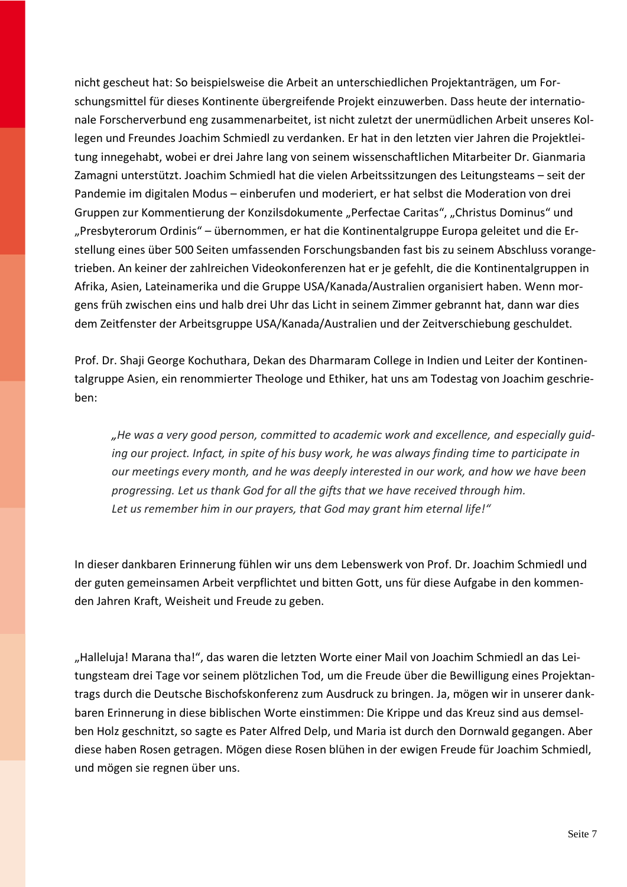nicht gescheut hat: So beispielsweise die Arbeit an unterschiedlichen Projektanträgen, um Forschungsmittel für dieses Kontinente übergreifende Projekt einzuwerben. Dass heute der internationale Forscherverbund eng zusammenarbeitet, ist nicht zuletzt der unermüdlichen Arbeit unseres Kollegen und Freundes Joachim Schmiedl zu verdanken. Er hat in den letzten vier Jahren die Projektleitung innegehabt, wobei er drei Jahre lang von seinem wissenschaftlichen Mitarbeiter Dr. Gianmaria Zamagni unterstützt. Joachim Schmiedl hat die vielen Arbeitssitzungen des Leitungsteams – seit der Pandemie im digitalen Modus – einberufen und moderiert, er hat selbst die Moderation von drei Gruppen zur Kommentierung der Konzilsdokumente „Perfectae Caritas", „Christus Dominus" und „Presbyterorum Ordinis" – übernommen, er hat die Kontinentalgruppe Europa geleitet und die Erstellung eines über 500 Seiten umfassenden Forschungsbanden fast bis zu seinem Abschluss vorangetrieben. An keiner der zahlreichen Videokonferenzen hat er je gefehlt, die die Kontinentalgruppen in Afrika, Asien, Lateinamerika und die Gruppe USA/Kanada/Australien organisiert haben. Wenn morgens früh zwischen eins und halb drei Uhr das Licht in seinem Zimmer gebrannt hat, dann war dies dem Zeitfenster der Arbeitsgruppe USA/Kanada/Australien und der Zeitverschiebung geschuldet.

Prof. Dr. Shaji George Kochuthara, Dekan des Dharmaram College in Indien und Leiter der Kontinentalgruppe Asien, ein renommierter Theologe und Ethiker, hat uns am Todestag von Joachim geschrieben:

> *„He was a very good person, committed to academic work and excellence, and especially guiding our project. Infact, in spite of his busy work, he was always finding time to participate in our meetings every month, and he was deeply interested in our work, and how we have been progressing. Let us thank God for all the gifts that we have received through him.*
> *Let us remember him in our prayers, that God may grant him eternal life!"*

In dieser dankbaren Erinnerung fühlen wir uns dem Lebenswerk von Prof. Dr. Joachim Schmiedl und der guten gemeinsamen Arbeit verpflichtet und bitten Gott, uns für diese Aufgabe in den kommenden Jahren Kraft, Weisheit und Freude zu geben.

„Halleluja! Marana tha!", das waren die letzten Worte einer Mail von Joachim Schmiedl an das Leitungsteam drei Tage vor seinem plötzlichen Tod, um die Freude über die Bewilligung eines Projektantrags durch die Deutsche Bischofskonferenz zum Ausdruck zu bringen. Ja, mögen wir in unserer dankbaren Erinnerung in diese biblischen Worte einstimmen: Die Krippe und das Kreuz sind aus demselben Holz geschnitzt, so sagte es Pater Alfred Delp, und Maria ist durch den Dornwald gegangen. Aber diese haben Rosen getragen. Mögen diese Rosen blühen in der ewigen Freude für Joachim Schmiedl, und mögen sie regnen über uns.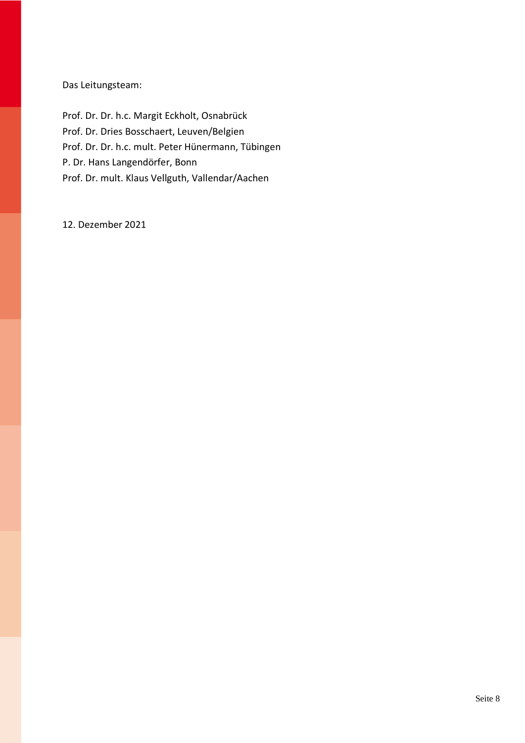Das Leitungsteam:

Prof. Dr. Dr. h.c. Margit Eckholt, Osnabrück
Prof. Dr. Dries Bosschaert, Leuven/Belgien
Prof. Dr. Dr. h.c. mult. Peter Hünermann, Tübingen
P. Dr. Hans Langendörfer, Bonn
Prof. Dr. mult. Klaus Vellguth, Vallendar/Aachen

12. Dezember 2021